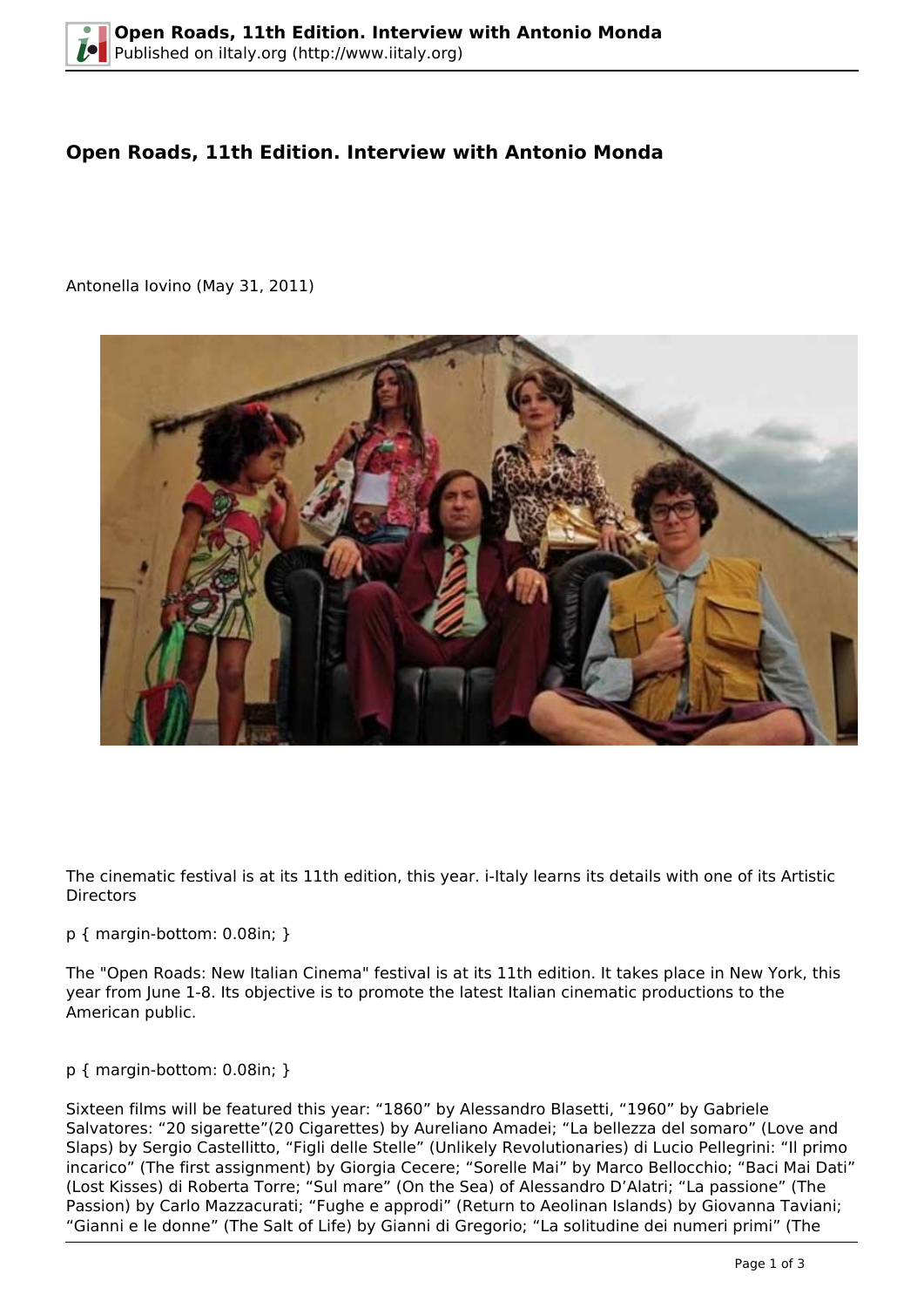# Open Roads, 11th Edition. Interview with Antonio Monda

Antonella Iovino (May 31, 2011)

The cinematic festival is at its 11th edition, this year. i-Italy learns its details with one of its Artistic Directors

p { margin-bottom: 0.08in; }

The "Open Roads: New Italian Cinema" festival is at its 11th edition. It takes place in New York, this year from June 1-8. Its objective is to promote the latest Italian cinematic productions to the American public.

p { margin-bottom: 0.08in; }

Sixteen films will be featured this year: "1860" by Alessandro Blasetti, "1960" by Gabriele Salvatores: "20 sigarette"(20 Cigarettes) by Aureliano Amadei; "La bellezza del somaro" (Love and Slaps) by Sergio Castellitto, "Figli delle Stelle" (Unlikely Revolutionaries) di Lucio Pellegrini: "Il primo incarico" (The first assignment) by Giorgia Cecere; "Sorelle Mai" by Marco Bellocchio; "Baci Mai Dati" (Lost Kisses) di Roberta Torre; "Sul mare" (On the Sea) of Alessandro D'Alatri; "La passione" (The Passion) by Carlo Mazzacurati; "Fughe e approdi" (Return to Aeolinan Islands) by Giovanna Taviani; "Gianni e le donne" (The Salt of Life) by Gianni di Gregorio; "La solitudine dei numeri primi" (The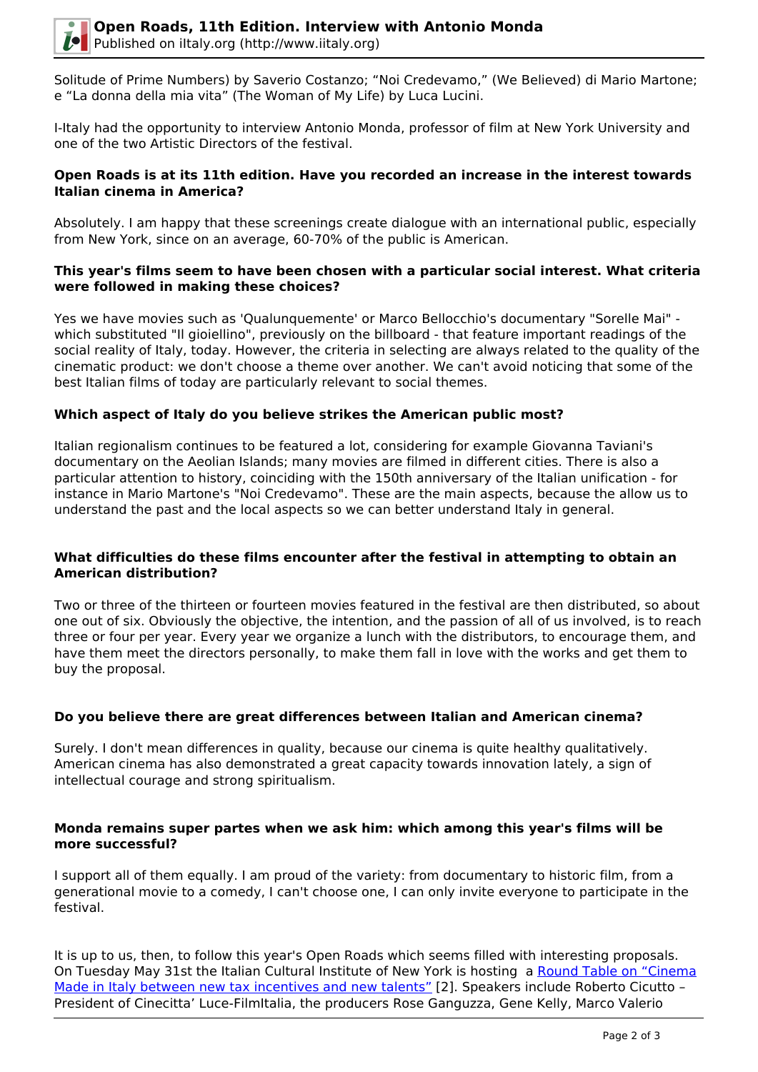Solitude of Prime Numbers) by Saverio Costanzo; “Noi Credevamo,” (We Believed) di Mario Martone; e “La donna della mia vita” (The Woman of My Life) by Luca Lucini.

I-Italy had the opportunity to interview Antonio Monda, professor of film at New York University and one of the two Artistic Directors of the festival.

**Open Roads is at its 11th edition. Have you recorded an increase in the interest towards Italian cinema in America?**

Absolutely. I am happy that these screenings create dialogue with an international public, especially from New York, since on an average, 60-70% of the public is American.

**This year's films seem to have been chosen with a particular social interest. What criteria were followed in making these choices?**

Yes we have movies such as 'Qualunquemente' or Marco Bellocchio's documentary "Sorelle Mai" - which substituted "Il gioiellino", previously on the billboard - that feature important readings of the social reality of Italy, today. However, the criteria in selecting are always related to the quality of the cinematic product: we don't choose a theme over another. We can't avoid noticing that some of the best Italian films of today are particularly relevant to social themes.

**Which aspect of Italy do you believe strikes the American public most?**

Italian regionalism continues to be featured a lot, considering for example Giovanna Taviani's documentary on the Aeolian Islands; many movies are filmed in different cities. There is also a particular attention to history, coinciding with the 150th anniversary of the Italian unification - for instance in Mario Martone's "Noi Credevamo". These are the main aspects, because the allow us to understand the past and the local aspects so we can better understand Italy in general.

**What difficulties do these films encounter after the festival in attempting to obtain an American distribution?**

Two or three of the thirteen or fourteen movies featured in the festival are then distributed, so about one out of six. Obviously the objective, the intention, and the passion of all of us involved, is to reach three or four per year. Every year we organize a lunch with the distributors, to encourage them, and have them meet the directors personally, to make them fall in love with the works and get them to buy the proposal.

**Do you believe there are great differences between Italian and American cinema?**

Surely. I don't mean differences in quality, because our cinema is quite healthy qualitatively. American cinema has also demonstrated a great capacity towards innovation lately, a sign of intellectual courage and strong spiritualism.

**Monda remains super partes when we ask him: which among this year's films will be more successful?**

I support all of them equally. I am proud of the variety: from documentary to historic film, from a generational movie to a comedy, I can't choose one, I can only invite everyone to participate in the festival.

It is up to us, then, to follow this year's Open Roads which seems filled with interesting proposals. On Tuesday May 31st the Italian Cultural Institute of New York is hosting a [Round Table on “Cinema Made in Italy between new tax incentives and new talents”](#) [2]. Speakers include Roberto Cicutto – President of Cinecitta’ Luce-FilmItalia, the producers Rose Ganguzza, Gene Kelly, Marco Valerio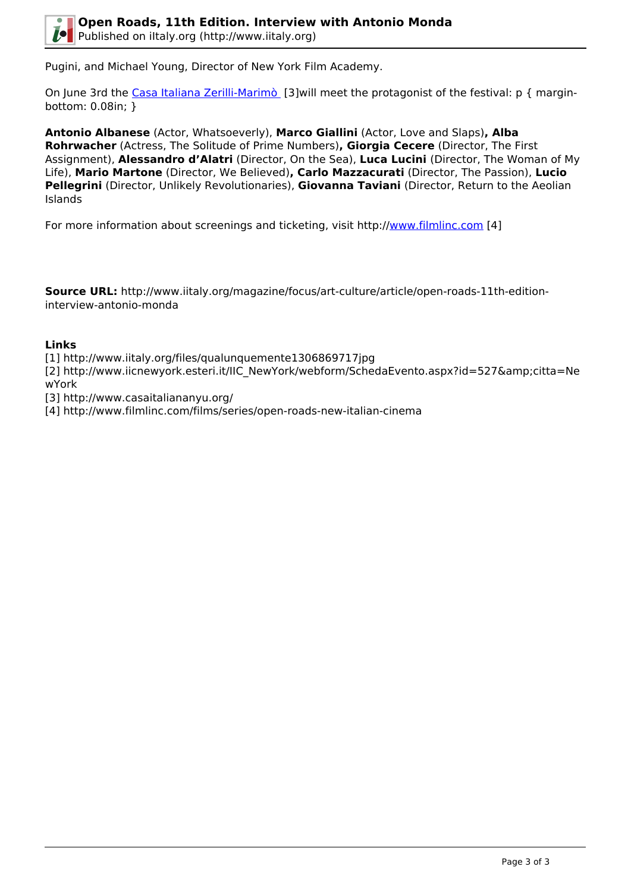Pugini, and Michael Young, Director of New York Film Academy.

On June 3rd the Casa Italiana Zerilli-Marimò [3]will meet the protagonist of the festival: p { margin-bottom: 0.08in; }

**Antonio Albanese** (Actor, Whatsoeverly), **Marco Giallini** (Actor, Love and Slaps)**, Alba Rohrwacher** (Actress, The Solitude of Prime Numbers)**, Giorgia Cecere** (Director, The First Assignment), **Alessandro d'Alatri** (Director, On the Sea), **Luca Lucini** (Director, The Woman of My Life), **Mario Martone** (Director, We Believed)**, Carlo Mazzacurati** (Director, The Passion), **Lucio Pellegrini** (Director, Unlikely Revolutionaries), **Giovanna Taviani** (Director, Return to the Aeolian Islands

For more information about screenings and ticketing, visit http://www.filmlinc.com [4]

**Source URL:** http://www.iitaly.org/magazine/focus/art-culture/article/open-roads-11th-edition-interview-antonio-monda

**Links**
[1] http://www.iitaly.org/files/qualunquemente1306869717jpg
[2] http://www.iicnewyork.esteri.it/IIC_NewYork/webform/SchedaEvento.aspx?id=527&amp;citta=NewYork
[3] http://www.casaitaliananyu.org/
[4] http://www.filmlinc.com/films/series/open-roads-new-italian-cinema